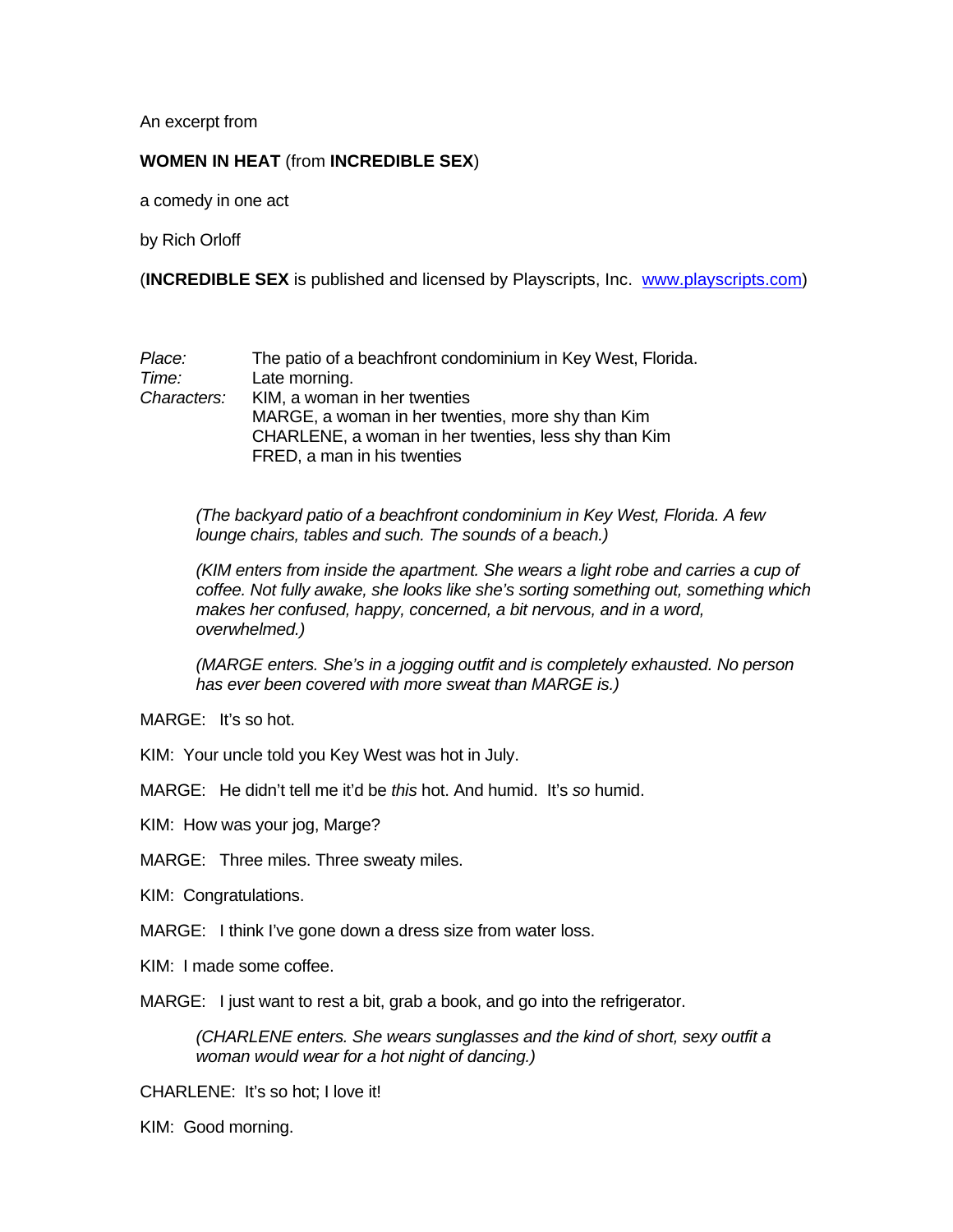An excerpt from

**WOMEN IN HEAT** (from **INCREDIBLE SEX**)

a comedy in one act

by Rich Orloff

(**INCREDIBLE SEX** is published and licensed by Playscripts, Inc. [www.playscripts.com](http://www.playscripts.com))

| | |
|---|---|
| *Place:* | The patio of a beachfront condominium in Key West, Florida. |
| *Time:* | Late morning. |
| *Characters:* | KIM, a woman in her twenties |
| | MARGE, a woman in her twenties, more shy than Kim |
| | CHARLENE, a woman in her twenties, less shy than Kim |
| | FRED, a man in his twenties |

> *(The backyard patio of a beachfront condominium in Key West, Florida. A few lounge chairs, tables and such. The sounds of a beach.)*

> *(KIM enters from inside the apartment. She wears a light robe and carries a cup of coffee. Not fully awake, she looks like she's sorting something out, something which makes her confused, happy, concerned, a bit nervous, and in a word, overwhelmed.)*

> *(MARGE enters. She's in a jogging outfit and is completely exhausted. No person has ever been covered with more sweat than MARGE is.)*

MARGE: It's so hot.

KIM: Your uncle told you Key West was hot in July.

MARGE: He didn't tell me it'd be *this* hot. And humid. It's *so* humid.

KIM: How was your jog, Marge?

MARGE: Three miles. Three sweaty miles.

KIM: Congratulations.

MARGE: I think I've gone down a dress size from water loss.

KIM: I made some coffee.

MARGE: I just want to rest a bit, grab a book, and go into the refrigerator.

> *(CHARLENE enters. She wears sunglasses and the kind of short, sexy outfit a woman would wear for a hot night of dancing.)*

CHARLENE: It's so hot; I love it!

KIM: Good morning.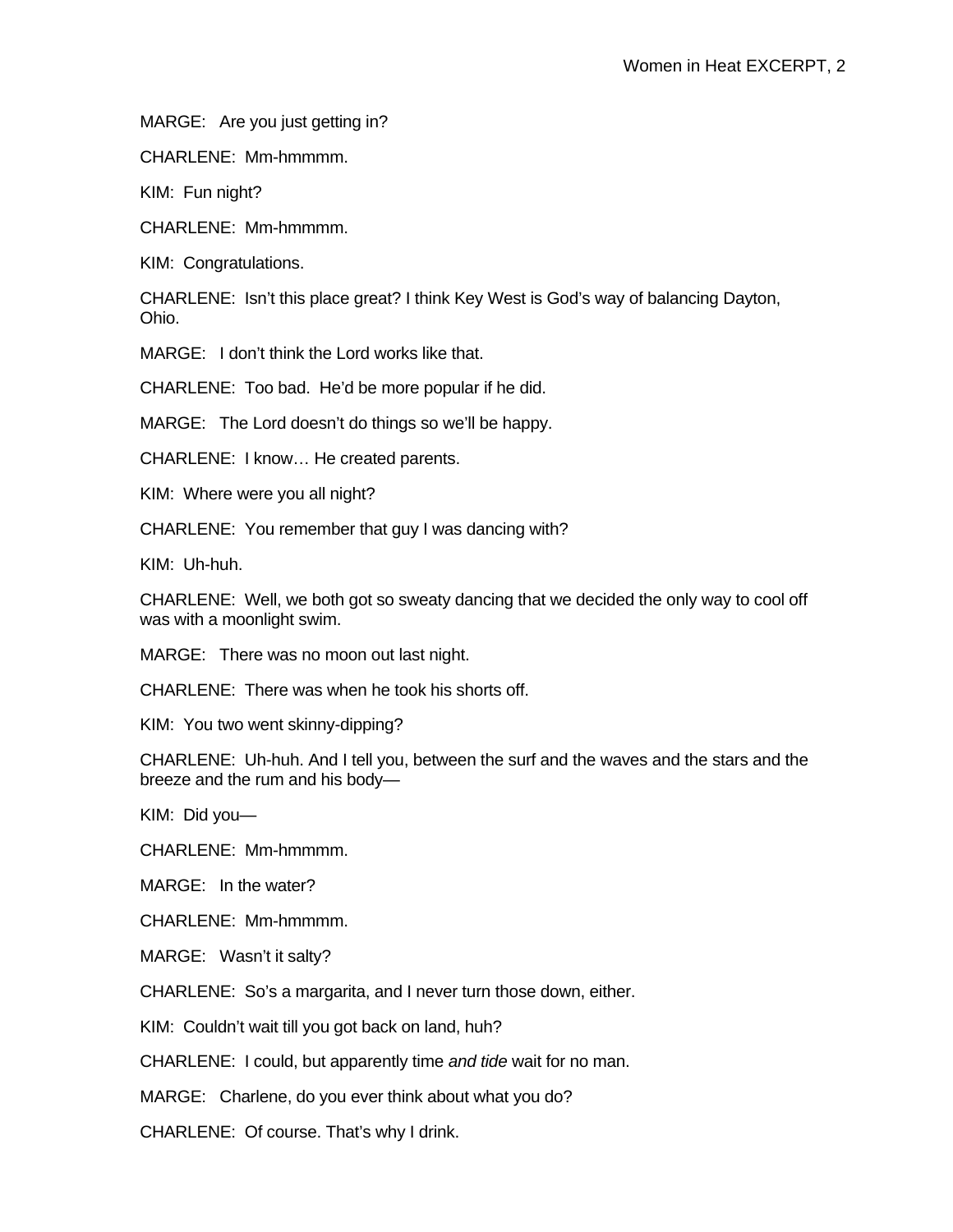MARGE: Are you just getting in?

CHARLENE: Mm-hmmmm.

KIM: Fun night?

CHARLENE: Mm-hmmmm.

KIM: Congratulations.

CHARLENE: Isn't this place great? I think Key West is God's way of balancing Dayton, Ohio.

MARGE: I don't think the Lord works like that.

CHARLENE: Too bad. He'd be more popular if he did.

MARGE: The Lord doesn't do things so we'll be happy.

CHARLENE: I know… He created parents.

KIM: Where were you all night?

CHARLENE: You remember that guy I was dancing with?

KIM: Uh-huh.

CHARLENE: Well, we both got so sweaty dancing that we decided the only way to cool off was with a moonlight swim.

MARGE: There was no moon out last night.

CHARLENE: There was when he took his shorts off.

KIM: You two went skinny-dipping?

CHARLENE: Uh-huh. And I tell you, between the surf and the waves and the stars and the breeze and the rum and his body—

KIM: Did you—

CHARLENE: Mm-hmmmm.

MARGE: In the water?

CHARLENE: Mm-hmmmm.

MARGE: Wasn't it salty?

CHARLENE: So's a margarita, and I never turn those down, either.

KIM: Couldn't wait till you got back on land, huh?

CHARLENE: I could, but apparently time *and tide* wait for no man.

MARGE: Charlene, do you ever think about what you do?

CHARLENE: Of course. That's why I drink.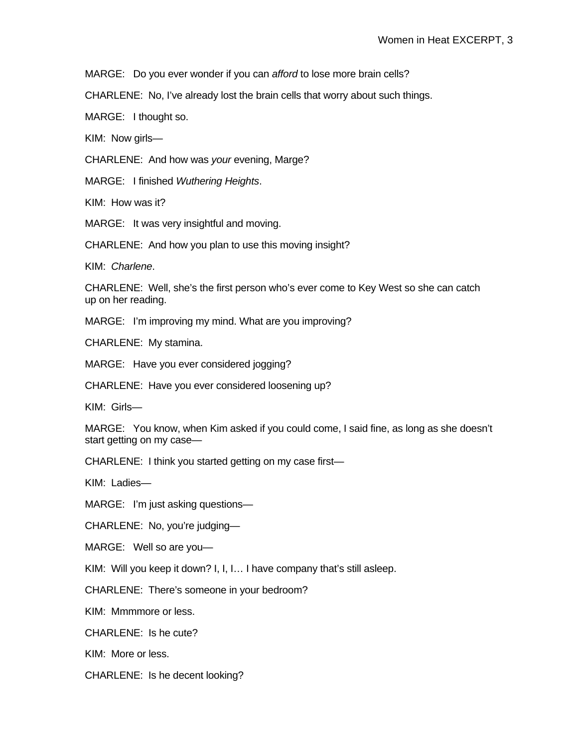MARGE: Do you ever wonder if you can *afford* to lose more brain cells?

CHARLENE: No, I've already lost the brain cells that worry about such things.

MARGE: I thought so.

KIM: Now girls—

CHARLENE: And how was *your* evening, Marge?

MARGE: I finished *Wuthering Heights*.

KIM: How was it?

MARGE: It was very insightful and moving.

CHARLENE: And how you plan to use this moving insight?

KIM: *Charlene*.

CHARLENE: Well, she's the first person who's ever come to Key West so she can catch up on her reading.

MARGE: I'm improving my mind. What are you improving?

CHARLENE: My stamina.

MARGE: Have you ever considered jogging?

CHARLENE: Have you ever considered loosening up?

KIM: Girls—

MARGE: You know, when Kim asked if you could come, I said fine, as long as she doesn't start getting on my case—

CHARLENE: I think you started getting on my case first—

KIM: Ladies—

MARGE: I'm just asking questions—

CHARLENE: No, you're judging—

MARGE: Well so are you—

KIM: Will you keep it down? I, I, I… I have company that's still asleep.

CHARLENE: There's someone in your bedroom?

KIM: Mmmmore or less.

CHARLENE: Is he cute?

KIM: More or less.

CHARLENE: Is he decent looking?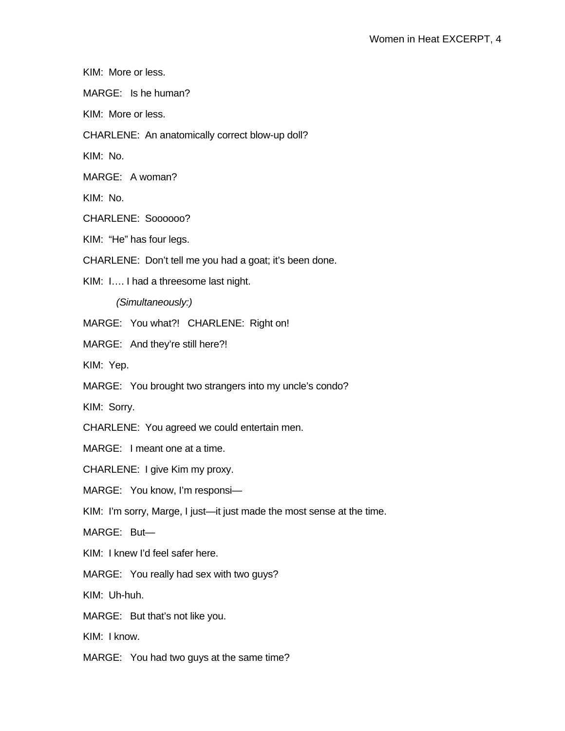KIM: More or less.

MARGE: Is he human?

KIM: More or less.

CHARLENE: An anatomically correct blow-up doll?

KIM: No.

MARGE: A woman?

KIM: No.

CHARLENE: Soooooo?

KIM: “He” has four legs.

CHARLENE: Don’t tell me you had a goat; it’s been done.

KIM: I…. I had a threesome last night.

*(Simultaneously:)*

MARGE: You what?! CHARLENE: Right on!

MARGE: And they’re still here?!

KIM: Yep.

MARGE: You brought two strangers into my uncle’s condo?

KIM: Sorry.

CHARLENE: You agreed we could entertain men.

MARGE: I meant one at a time.

CHARLENE: I give Kim my proxy.

MARGE: You know, I’m responsi—

KIM: I’m sorry, Marge, I just—it just made the most sense at the time.

MARGE: But—

KIM: I knew I’d feel safer here.

MARGE: You really had sex with two guys?

KIM: Uh-huh.

MARGE: But that’s not like you.

KIM: I know.

MARGE: You had two guys at the same time?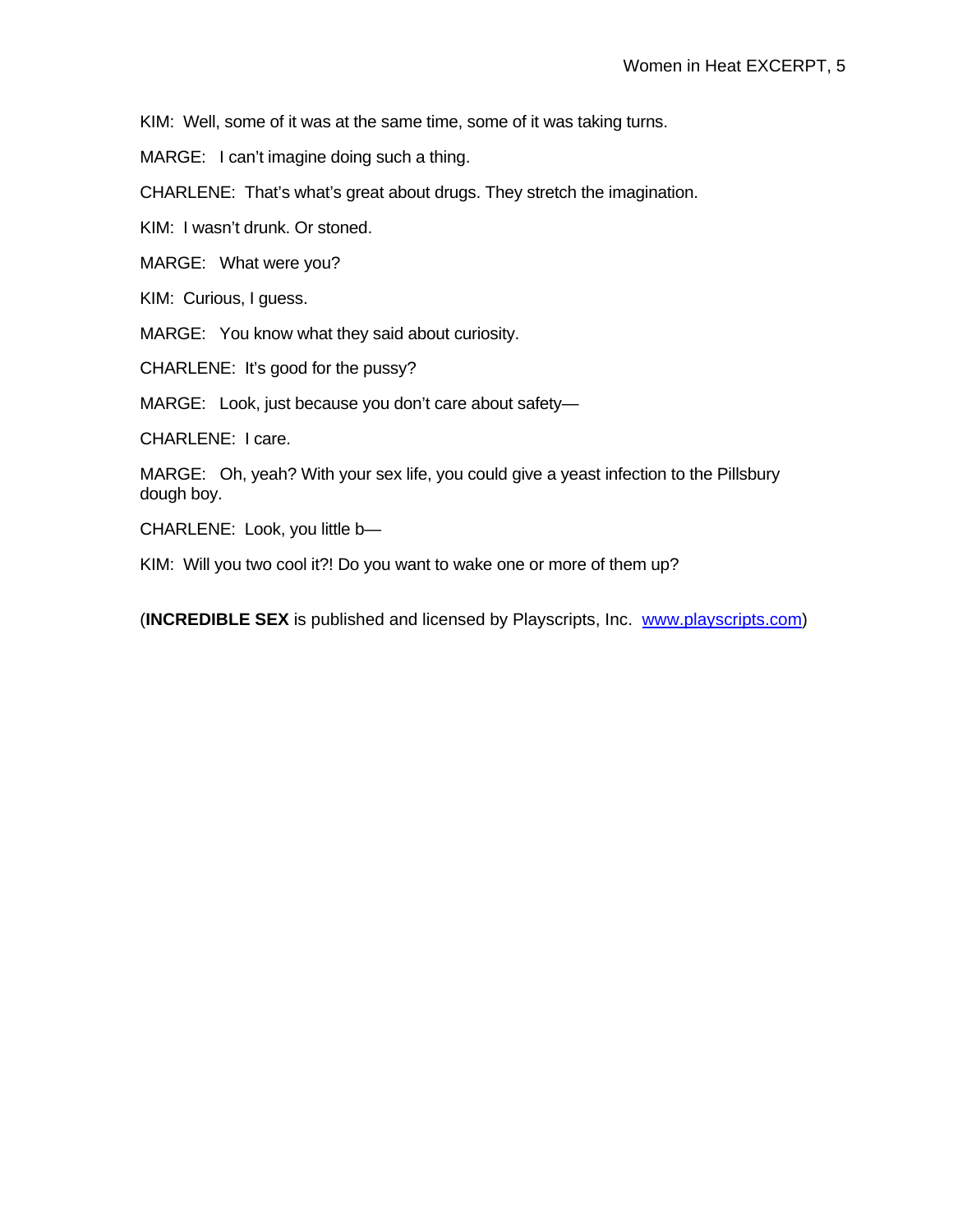KIM: Well, some of it was at the same time, some of it was taking turns.

MARGE: I can't imagine doing such a thing.

CHARLENE: That's what's great about drugs. They stretch the imagination.

KIM: I wasn't drunk. Or stoned.

MARGE: What were you?

KIM: Curious, I guess.

MARGE: You know what they said about curiosity.

CHARLENE: It's good for the pussy?

MARGE: Look, just because you don't care about safety—

CHARLENE: I care.

MARGE: Oh, yeah? With your sex life, you could give a yeast infection to the Pillsbury dough boy.

CHARLENE: Look, you little b—

KIM: Will you two cool it?! Do you want to wake one or more of them up?

(**INCREDIBLE SEX** is published and licensed by Playscripts, Inc. [www.playscripts.com](http://www.playscripts.com))